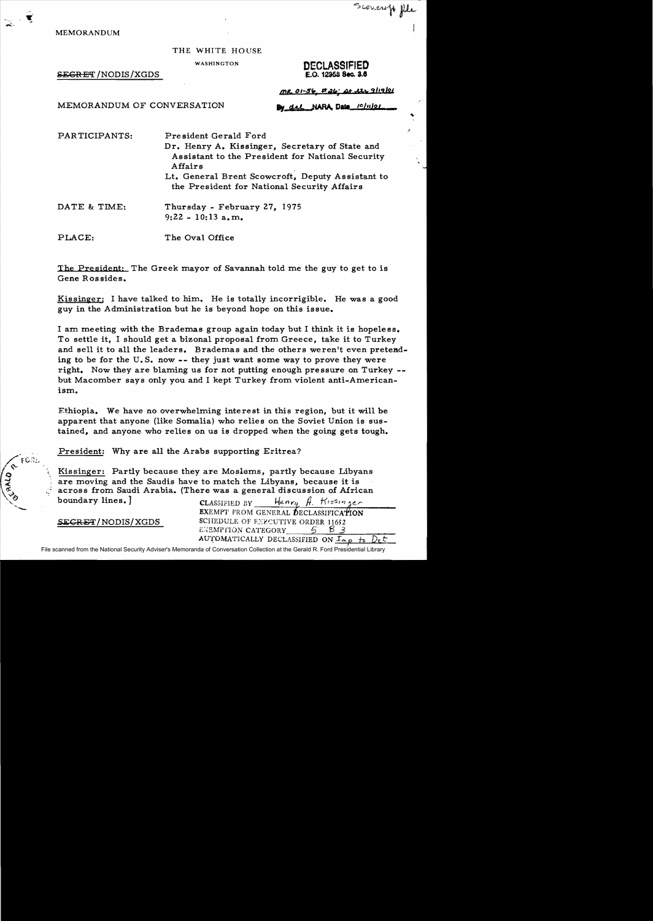Scowcroft file

MEMORANDUM

THE WHITE HOUSE

WASHINGTON

~~SECRET~~/NODIS/XGDS

**DECLASSIFIED**
**E.O. 12958 Sec. 3.6**

MR 01-56, #26; St ltr 9/19/01

By dal NARA, Date 10/11/01

MEMORANDUM OF CONVERSATION

PARTICIPANTS: President Gerald Ford
Dr. Henry A. Kissinger, Secretary of State and Assistant to the President for National Security Affairs
Lt. General Brent Scowcroft, Deputy Assistant to the President for National Security Affairs

DATE & TIME: Thursday - February 27, 1975
9:22 - 10:13 a.m.

PLACE: The Oval Office

The President: The Greek mayor of Savannah told me the guy to get to is Gene Rossides.

Kissinger: I have talked to him. He is totally incorrigible. He was a good guy in the Administration but he is beyond hope on this issue.

I am meeting with the Brademas group again today but I think it is hopeless. To settle it, I should get a bizonal proposal from Greece, take it to Turkey and sell it to all the leaders. Brademas and the others weren't even pretending to be for the U.S. now -- they just want some way to prove they were right. Now they are blaming us for not putting enough pressure on Turkey -- but Macomber says only you and I kept Turkey from violent anti-Americanism.

Ethiopia. We have no overwhelming interest in this region, but it will be apparent that anyone (like Somalia) who relies on the Soviet Union is sustained, and anyone who relies on us is dropped when the going gets tough.

President: Why are all the Arabs supporting Eritrea?

Kissinger: Partly because they are Moslems, partly because Libyans are moving and the Saudis have to match the Libyans, because it is across from Saudi Arabia. (There was a general discussion of African boundary lines.]

~~SECRET~~/NODIS/XGDS

CLASSIFIED BY Henry A. Kissinger
EXEMPT FROM GENERAL DECLASSIFICATION
SCHEDULE OF EXECUTIVE ORDER 11652
EXEMPTION CATEGORY 5 B 3
AUTOMATICALLY DECLASSIFIED ON Imp to Det

File scanned from the National Security Adviser's Memoranda of Conversation Collection at the Gerald R. Ford Presidential Library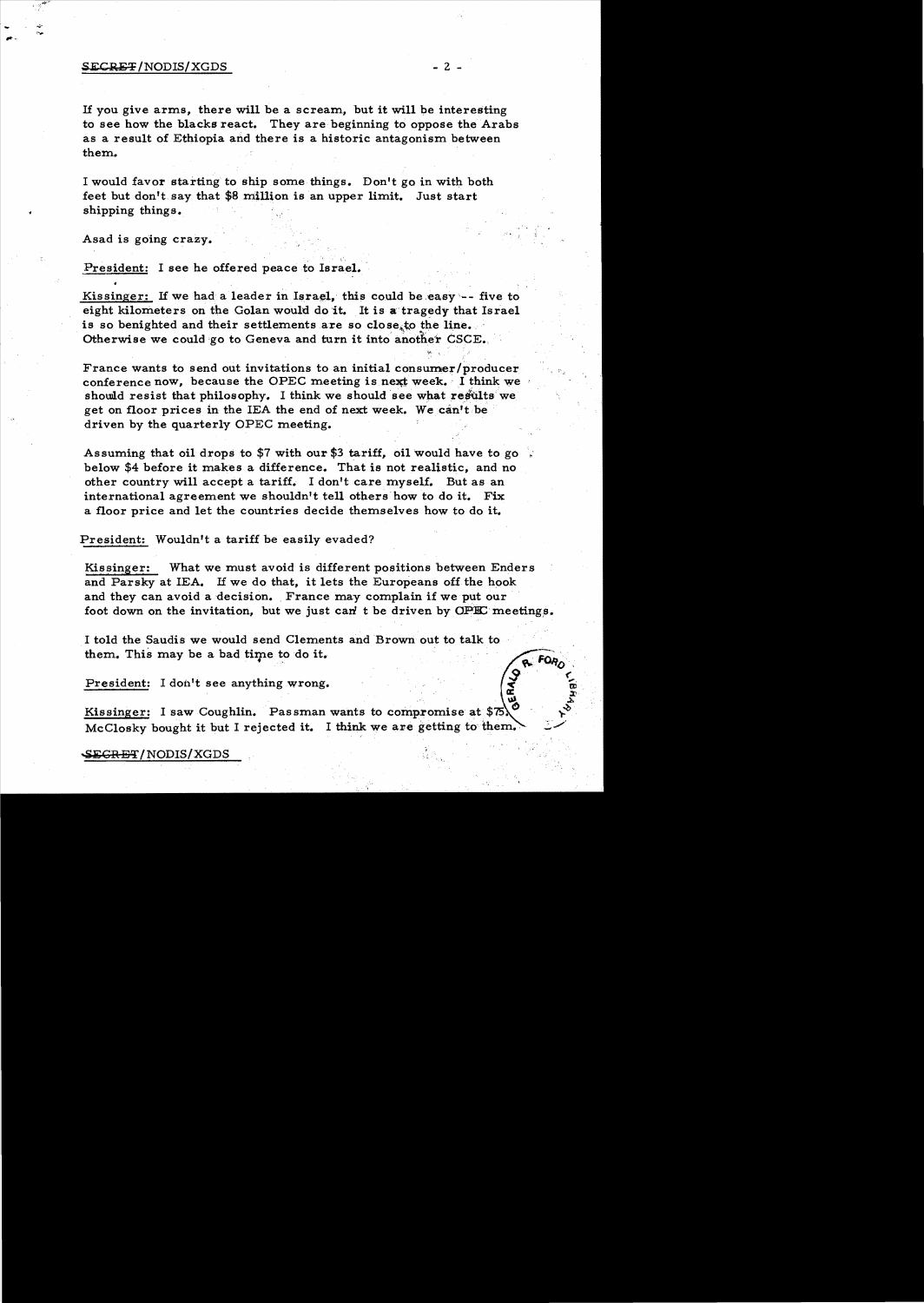If you give arms, there will be a scream, but it will be interesting to see how the blacks react. They are beginning to oppose the Arabs as a result of Ethiopia and there is a historic antagonism between them.

I would favor starting to ship some things. Don't go in with both feet but don't say that $8 million is an upper limit. Just start shipping things.

Asad is going crazy.

President: I see he offered peace to Israel.

Kissinger: If we had a leader in Israel, this could be easy -- five to eight kilometers on the Golan would do it. It is a tragedy that Israel is so benighted and their settlements are so close to the line. Otherwise we could go to Geneva and turn it into another CSCE.

France wants to send out invitations to an initial consumer/producer conference now, because the OPEC meeting is next week. I think we should resist that philosophy. I think we should see what results we get on floor prices in the IEA the end of next week. We can't be driven by the quarterly OPEC meeting.

Assuming that oil drops to $7 with our $3 tariff, oil would have to go below $4 before it makes a difference. That is not realistic, and no other country will accept a tariff. I don't care myself. But as an international agreement we shouldn't tell others how to do it. Fix a floor price and let the countries decide themselves how to do it.

President: Wouldn't a tariff be easily evaded?

Kissinger: What we must avoid is different positions between Enders and Parsky at IEA. If we do that, it lets the Europeans off the hook and they can avoid a decision. France may complain if we put our foot down on the invitation, but we just can't be driven by OPEC meetings.

I told the Saudis we would send Clements and Brown out to talk to them. This may be a bad time to do it.

President: I don't see anything wrong.

Kissinger: I saw Coughlin. Passman wants to compromise at $75. McClosky bought it but I rejected it. I think we are getting to them.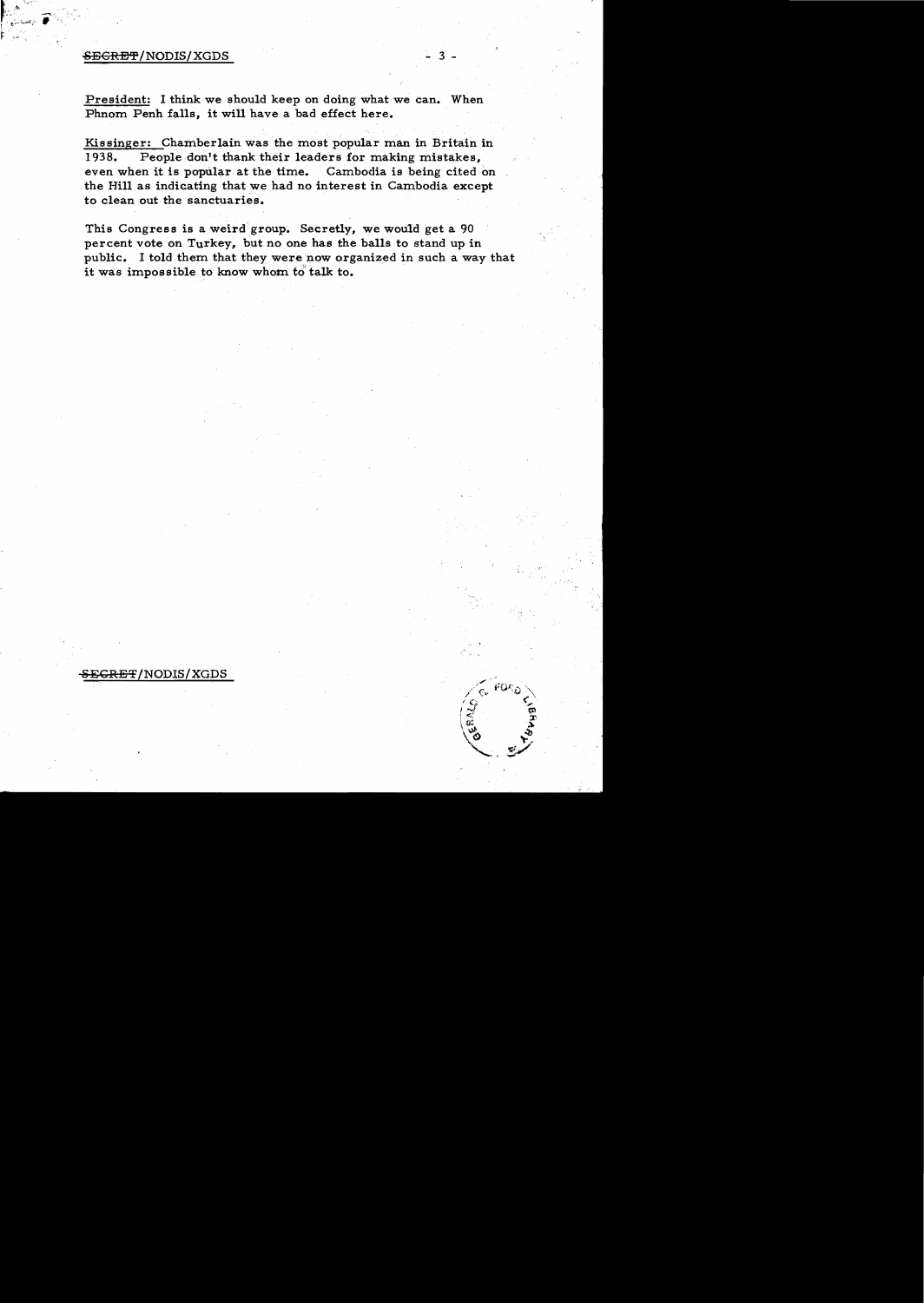**President:** I think we should keep on doing what we can. When Phnom Penh falls, it will have a bad effect here.

**Kissinger:** Chamberlain was the most popular man in Britain in 1938. People don't thank their leaders for making mistakes, even when it is popular at the time. Cambodia is being cited on the Hill as indicating that we had no interest in Cambodia except to clean out the sanctuaries.

This Congress is a weird group. Secretly, we would get a 90 percent vote on Turkey, but no one has the balls to stand up in public. I told them that they were now organized in such a way that it was impossible to know whom to talk to.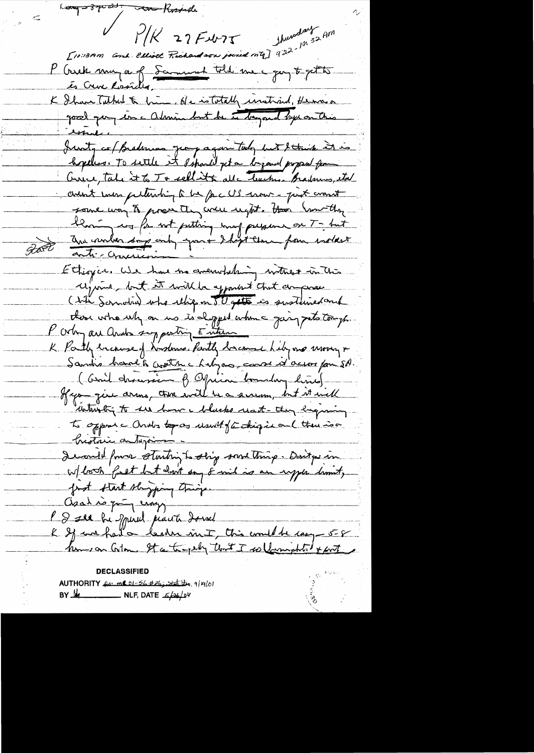Long - 3 pcs. - ~~new~~ Rosside

P/K 27 Feb 75 Thursday 9:22 - 10:32 AM

[10:13 AM and Elliott Richardson joined mtg]

P Greek rung a of Sarmonal told me a guy to get to is Crew Rosside.

K I have talked to him. He is totally irrational. He was a good guy in a Admin but he is beyond hope on this issue.

Initially cc/Brademas group again today but I think it is hopeless. To settle it I should get a bizonal proposal from Greece, take it to T & sell it to all leaders. Brademas, et al aren't even pretending to be for US now - just want some way to prove they were right. Then when they blame us for not putting any pressure on T - but their under shops only you & kept them from violent anti-American -

Ethiopia. We have no overwhelming interest in this region, but it will be apparent that anyone (like Somalia) who ships on US gets is sustained and those who rely on us is dropped when a going gets tough.

P Why are Arabs supporting Eritrea

K Partly because of Moslems. Partly because Libya no money & Saudis hard to outdo a Libyans, cause it across from SA. (Brief discussion of African boundary lines)

If you give arms, there will be a scream, but it will interesting to see how a blacks react - they beginning to oppose a Arabs to as result of Ethiopia and there is a historic antagonism -

I would favor starting to ship some things. Don't go in w/ both feet but don't say $ and is an upper limit, just start shipping things.

Asad is going crazy

P I see he opened peace to Israel

K If we had a leader in I, this could be easy - 5-8 km on Golan. It's a tragedy that I so [unclear] + [unclear]

DECLASSIFIED

AUTHORITY per MR 01-56 #26; state ltr. 9/19/01

BY [unclear] NLF, DATE 6/26/04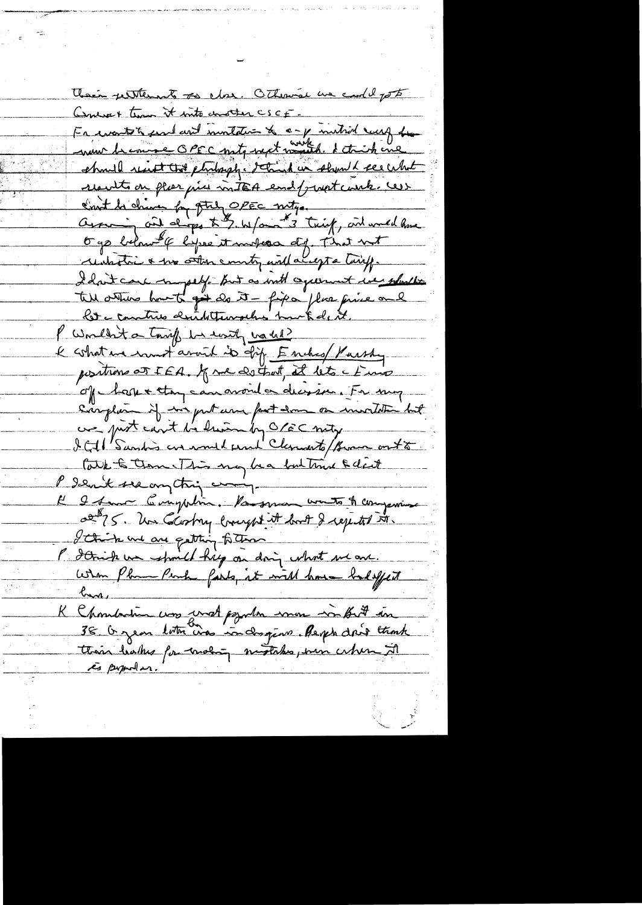their settlements so close. Otherwise we could go to Geneva & turn it into another CSCE.

Fr wants to send out invitations to a 3-p ministerial conf for ___ because OPEC mtg next week. I think one should resist that philosophy. I think we should see what results on floor price in IEA end/first week. We can't be driven for fully OPEC mtg.

Assuming oil drops to $7 w/our $3 tariff, oil would have to go below $4 before it makes a dif. That not realistic & no other country will accept a tariff.

I don't care myself. But as with agreement we should tell others how to get do it — fix a floor price and let a countries do it themselves how to do it.

P Wouldn't a tariff be easily valid?

K What we must avoid is dif E[nders]/Parsky positions at IEA. If we do that, it lets E[uropeans] off a hook & they can avoid a decision. Fr may complain if we put our foot down on invitation but we just can't be driven by OPEC mtg.

I told Sanders we would send Clements/Brown out to talk to them. This may be a bad time to do it.

P I don't see anything wrong.

K I have a complaint. Passman wants to compromise at $75. Mrs Clevelandy brought it but I rejected it.

I think we are getting to them.

P I think we should keep on doing what we are. When Phnom Penh falls, it will have bad effect here.

K Chamberlain was most popular man in Brit in 38. 6 years later he was in disgrace. People don't thank their leaders for making mistakes, even when it is popular.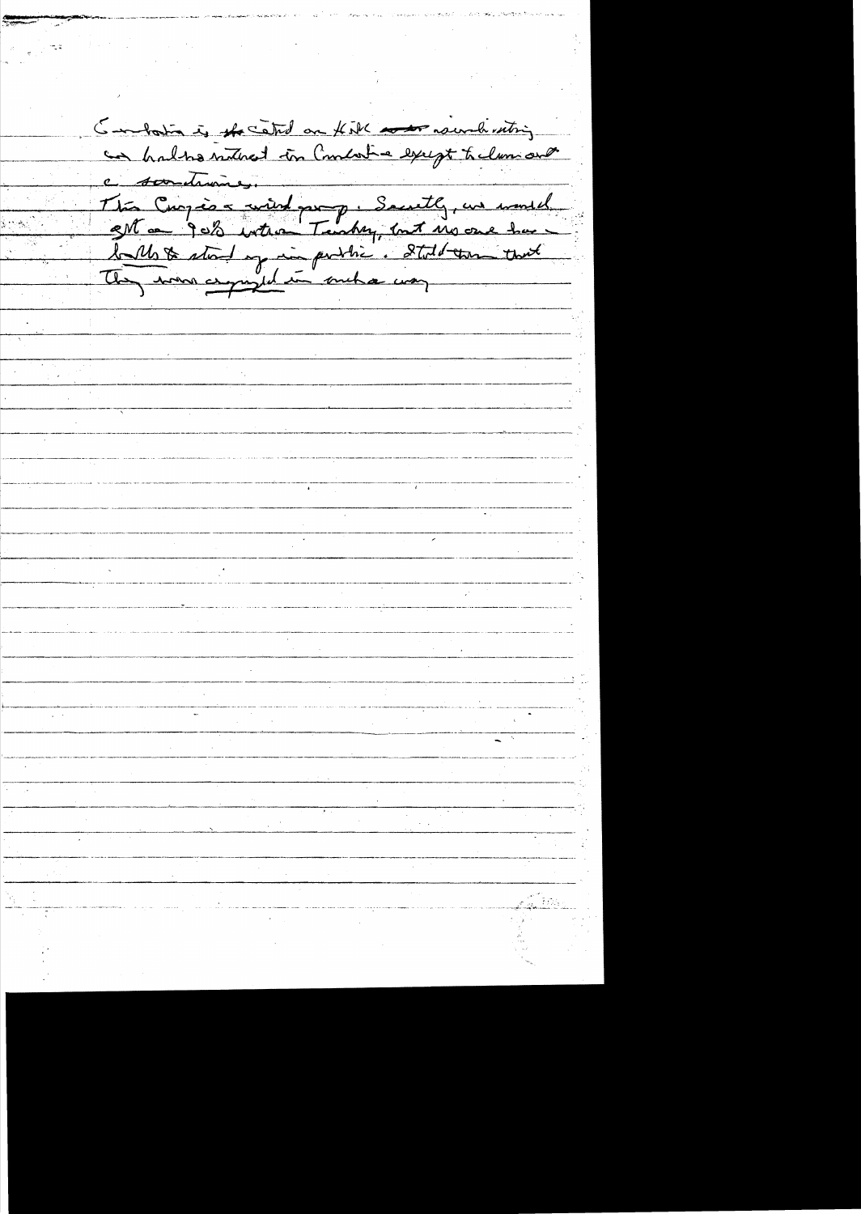Cambodia is spelled on Hill ~~and~~ ~~rounding~~ as having interest in Cambodia except to dump out a ~~sometimes~~.

This Congress a wind pump. Secretly, we would get a 90% vote on Turkey, but no one has balls to stand up in public. I told them that They were crippled in such a way